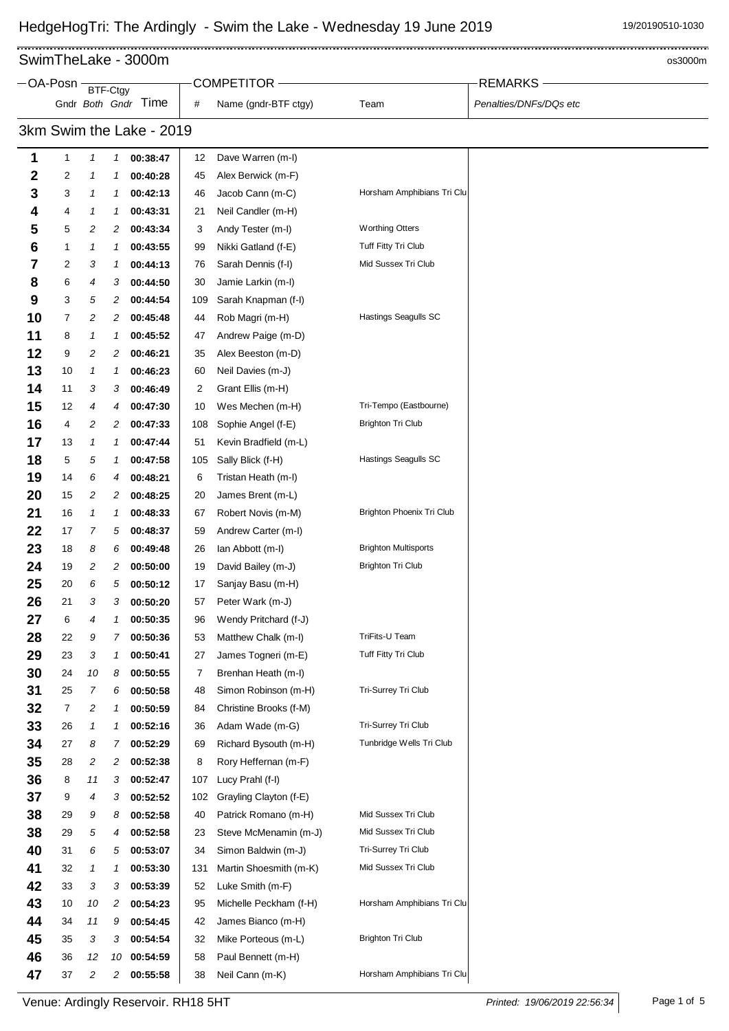# HedgeHogTri: The Ardingly - Swim the Lake - Wednesday 19 June 2019

19/20190510-1030

## SwimTheLake - 3000m

os3000m

### 3km Swim the Lake - 2019

| OA-Posn | BTF-Ctgy Gndr | Both | Gndr | Time | # | Name (gndr-BTF ctgy) | Team | Penalties/DNFs/DQs etc |
|---|---|---|---|---|---|---|---|---|
| 1 | 1 | 1 | 1 | 00:38:47 | 12 | Dave Warren (m-I) | | |
| 2 | 2 | 1 | 1 | 00:40:28 | 45 | Alex Berwick (m-F) | | |
| 3 | 3 | 1 | 1 | 00:42:13 | 46 | Jacob Cann (m-C) | Horsham Amphibians Tri Clu | |
| 4 | 4 | 1 | 1 | 00:43:31 | 21 | Neil Candler (m-H) | | |
| 5 | 5 | 2 | 2 | 00:43:34 | 3 | Andy Tester (m-I) | Worthing Otters | |
| 6 | 1 | 1 | 1 | 00:43:55 | 99 | Nikki Gatland (f-E) | Tuff Fitty Tri Club | |
| 7 | 2 | 3 | 1 | 00:44:13 | 76 | Sarah Dennis (f-I) | Mid Sussex Tri Club | |
| 8 | 6 | 4 | 3 | 00:44:50 | 30 | Jamie Larkin (m-I) | | |
| 9 | 3 | 5 | 2 | 00:44:54 | 109 | Sarah Knapman (f-I) | | |
| 10 | 7 | 2 | 2 | 00:45:48 | 44 | Rob Magri (m-H) | Hastings Seagulls SC | |
| 11 | 8 | 1 | 1 | 00:45:52 | 47 | Andrew Paige (m-D) | | |
| 12 | 9 | 2 | 2 | 00:46:21 | 35 | Alex Beeston (m-D) | | |
| 13 | 10 | 1 | 1 | 00:46:23 | 60 | Neil Davies (m-J) | | |
| 14 | 11 | 3 | 3 | 00:46:49 | 2 | Grant Ellis (m-H) | | |
| 15 | 12 | 4 | 4 | 00:47:30 | 10 | Wes Mechen (m-H) | Tri-Tempo (Eastbourne) | |
| 16 | 4 | 2 | 2 | 00:47:33 | 108 | Sophie Angel (f-E) | Brighton Tri Club | |
| 17 | 13 | 1 | 1 | 00:47:44 | 51 | Kevin Bradfield (m-L) | | |
| 18 | 5 | 5 | 1 | 00:47:58 | 105 | Sally Blick (f-H) | Hastings Seagulls SC | |
| 19 | 14 | 6 | 4 | 00:48:21 | 6 | Tristan Heath (m-I) | | |
| 20 | 15 | 2 | 2 | 00:48:25 | 20 | James Brent (m-L) | | |
| 21 | 16 | 1 | 1 | 00:48:33 | 67 | Robert Novis (m-M) | Brighton Phoenix Tri Club | |
| 22 | 17 | 7 | 5 | 00:48:37 | 59 | Andrew Carter (m-I) | | |
| 23 | 18 | 8 | 6 | 00:49:48 | 26 | Ian Abbott (m-I) | Brighton Multisports | |
| 24 | 19 | 2 | 2 | 00:50:00 | 19 | David Bailey (m-J) | Brighton Tri Club | |
| 25 | 20 | 6 | 5 | 00:50:12 | 17 | Sanjay Basu (m-H) | | |
| 26 | 21 | 3 | 3 | 00:50:20 | 57 | Peter Wark (m-J) | | |
| 27 | 6 | 4 | 1 | 00:50:35 | 96 | Wendy Pritchard (f-J) | | |
| 28 | 22 | 9 | 7 | 00:50:36 | 53 | Matthew Chalk (m-I) | TriFits-U Team | |
| 29 | 23 | 3 | 1 | 00:50:41 | 27 | James Togneri (m-E) | Tuff Fitty Tri Club | |
| 30 | 24 | 10 | 8 | 00:50:55 | 7 | Brenhan Heath (m-I) | | |
| 31 | 25 | 7 | 6 | 00:50:58 | 48 | Simon Robinson (m-H) | Tri-Surrey Tri Club | |
| 32 | 7 | 2 | 1 | 00:50:59 | 84 | Christine Brooks (f-M) | | |
| 33 | 26 | 1 | 1 | 00:52:16 | 36 | Adam Wade (m-G) | Tri-Surrey Tri Club | |
| 34 | 27 | 8 | 7 | 00:52:29 | 69 | Richard Bysouth (m-H) | Tunbridge Wells Tri Club | |
| 35 | 28 | 2 | 2 | 00:52:38 | 8 | Rory Heffernan (m-F) | | |
| 36 | 8 | 11 | 3 | 00:52:47 | 107 | Lucy Prahl (f-I) | | |
| 37 | 9 | 4 | 3 | 00:52:52 | 102 | Grayling Clayton (f-E) | | |
| 38 | 29 | 9 | 8 | 00:52:58 | 40 | Patrick Romano (m-H) | Mid Sussex Tri Club | |
| 38 | 29 | 5 | 4 | 00:52:58 | 23 | Steve McMenamin (m-J) | Mid Sussex Tri Club | |
| 40 | 31 | 6 | 5 | 00:53:07 | 34 | Simon Baldwin (m-J) | Tri-Surrey Tri Club | |
| 41 | 32 | 1 | 1 | 00:53:30 | 131 | Martin Shoesmith (m-K) | Mid Sussex Tri Club | |
| 42 | 33 | 3 | 3 | 00:53:39 | 52 | Luke Smith (m-F) | | |
| 43 | 10 | 10 | 2 | 00:54:23 | 95 | Michelle Peckham (f-H) | Horsham Amphibians Tri Clu | |
| 44 | 34 | 11 | 9 | 00:54:45 | 42 | James Bianco (m-H) | | |
| 45 | 35 | 3 | 3 | 00:54:54 | 32 | Mike Porteous (m-L) | Brighton Tri Club | |
| 46 | 36 | 12 | 10 | 00:54:59 | 58 | Paul Bennett (m-H) | | |
| 47 | 37 | 2 | 2 | 00:55:58 | 38 | Neil Cann (m-K) | Horsham Amphibians Tri Clu | |

Venue: Ardingly Reservoir. RH18 5HT

*Printed: 19/06/2019 22:56:34*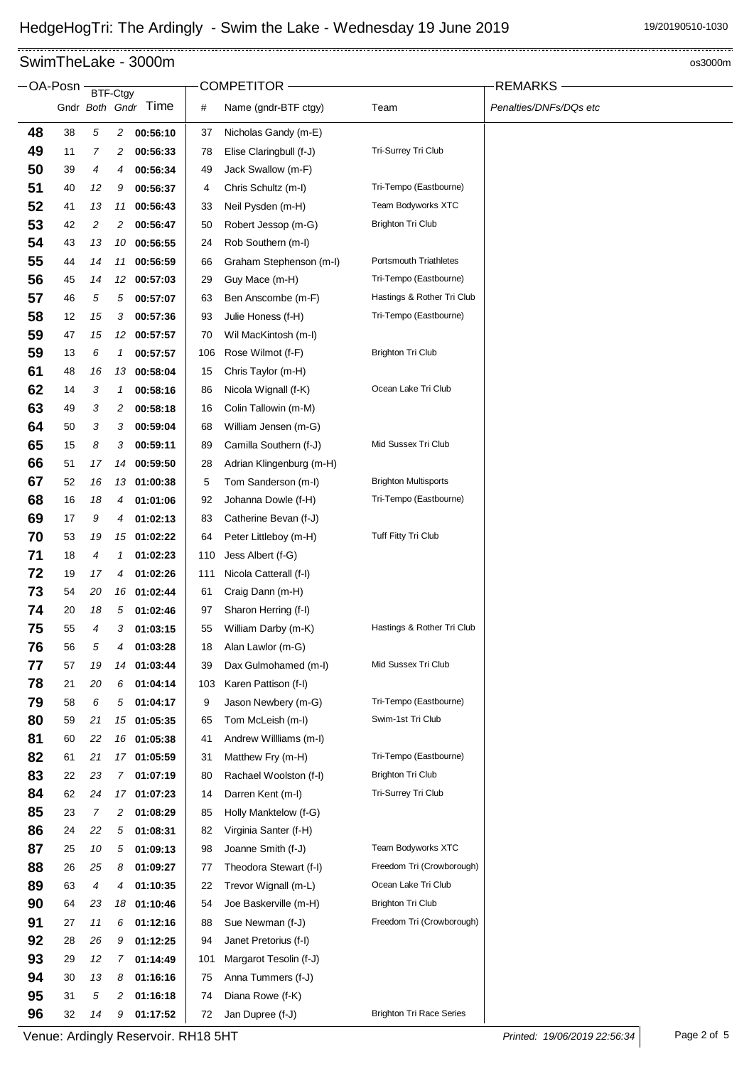## SwimTheLake - 3000m

os3000m

| OA-Posn | Gndr | BTF-Ctgy Both | BTF-Ctgy Gndr | Time | # | Name (gndr-BTF ctgy) | Team | Penalties/DNFs/DQs etc |
|---|---|---|---|---|---|---|---|---|
| 48 | 38 | 5 | 2 | 00:56:10 | 37 | Nicholas Gandy (m-E) | | |
| 49 | 11 | 7 | 2 | 00:56:33 | 78 | Elise Claringbull (f-J) | Tri-Surrey Tri Club | |
| 50 | 39 | 4 | 4 | 00:56:34 | 49 | Jack Swallow (m-F) | | |
| 51 | 40 | 12 | 9 | 00:56:37 | 4 | Chris Schultz (m-I) | Tri-Tempo (Eastbourne) | |
| 52 | 41 | 13 | 11 | 00:56:43 | 33 | Neil Pysden (m-H) | Team Bodyworks XTC | |
| 53 | 42 | 2 | 2 | 00:56:47 | 50 | Robert Jessop (m-G) | Brighton Tri Club | |
| 54 | 43 | 13 | 10 | 00:56:55 | 24 | Rob Southern (m-I) | | |
| 55 | 44 | 14 | 11 | 00:56:59 | 66 | Graham Stephenson (m-I) | Portsmouth Triathletes | |
| 56 | 45 | 14 | 12 | 00:57:03 | 29 | Guy Mace (m-H) | Tri-Tempo (Eastbourne) | |
| 57 | 46 | 5 | 5 | 00:57:07 | 63 | Ben Anscombe (m-F) | Hastings & Rother Tri Club | |
| 58 | 12 | 15 | 3 | 00:57:36 | 93 | Julie Honess (f-H) | Tri-Tempo (Eastbourne) | |
| 59 | 47 | 15 | 12 | 00:57:57 | 70 | Wil MacKintosh (m-I) | | |
| 59 | 13 | 6 | 1 | 00:57:57 | 106 | Rose Wilmot (f-F) | Brighton Tri Club | |
| 61 | 48 | 16 | 13 | 00:58:04 | 15 | Chris Taylor (m-H) | | |
| 62 | 14 | 3 | 1 | 00:58:16 | 86 | Nicola Wignall (f-K) | Ocean Lake Tri Club | |
| 63 | 49 | 3 | 2 | 00:58:18 | 16 | Colin Tallowin (m-M) | | |
| 64 | 50 | 3 | 3 | 00:59:04 | 68 | William Jensen (m-G) | | |
| 65 | 15 | 8 | 3 | 00:59:11 | 89 | Camilla Southern (f-J) | Mid Sussex Tri Club | |
| 66 | 51 | 17 | 14 | 00:59:50 | 28 | Adrian Klingenburg (m-H) | | |
| 67 | 52 | 16 | 13 | 01:00:38 | 5 | Tom Sanderson (m-I) | Brighton Multisports | |
| 68 | 16 | 18 | 4 | 01:01:06 | 92 | Johanna Dowle (f-H) | Tri-Tempo (Eastbourne) | |
| 69 | 17 | 9 | 4 | 01:02:13 | 83 | Catherine Bevan (f-J) | | |
| 70 | 53 | 19 | 15 | 01:02:22 | 64 | Peter Littleboy (m-H) | Tuff Fitty Tri Club | |
| 71 | 18 | 4 | 1 | 01:02:23 | 110 | Jess Albert (f-G) | | |
| 72 | 19 | 17 | 4 | 01:02:26 | 111 | Nicola Catterall (f-I) | | |
| 73 | 54 | 20 | 16 | 01:02:44 | 61 | Craig Dann (m-H) | | |
| 74 | 20 | 18 | 5 | 01:02:46 | 97 | Sharon Herring (f-I) | | |
| 75 | 55 | 4 | 3 | 01:03:15 | 55 | William Darby (m-K) | Hastings & Rother Tri Club | |
| 76 | 56 | 5 | 4 | 01:03:28 | 18 | Alan Lawlor (m-G) | | |
| 77 | 57 | 19 | 14 | 01:03:44 | 39 | Dax Gulmohamed (m-I) | Mid Sussex Tri Club | |
| 78 | 21 | 20 | 6 | 01:04:14 | 103 | Karen Pattison (f-I) | | |
| 79 | 58 | 6 | 5 | 01:04:17 | 9 | Jason Newbery (m-G) | Tri-Tempo (Eastbourne) | |
| 80 | 59 | 21 | 15 | 01:05:35 | 65 | Tom McLeish (m-I) | Swim-1st Tri Club | |
| 81 | 60 | 22 | 16 | 01:05:38 | 41 | Andrew Willliams (m-I) | | |
| 82 | 61 | 21 | 17 | 01:05:59 | 31 | Matthew Fry (m-H) | Tri-Tempo (Eastbourne) | |
| 83 | 22 | 23 | 7 | 01:07:19 | 80 | Rachael Woolston (f-I) | Brighton Tri Club | |
| 84 | 62 | 24 | 17 | 01:07:23 | 14 | Darren Kent (m-I) | Tri-Surrey Tri Club | |
| 85 | 23 | 7 | 2 | 01:08:29 | 85 | Holly Manktelow (f-G) | | |
| 86 | 24 | 22 | 5 | 01:08:31 | 82 | Virginia Santer (f-H) | | |
| 87 | 25 | 10 | 5 | 01:09:13 | 98 | Joanne Smith (f-J) | Team Bodyworks XTC | |
| 88 | 26 | 25 | 8 | 01:09:27 | 77 | Theodora Stewart (f-I) | Freedom Tri (Crowborough) | |
| 89 | 63 | 4 | 4 | 01:10:35 | 22 | Trevor Wignall (m-L) | Ocean Lake Tri Club | |
| 90 | 64 | 23 | 18 | 01:10:46 | 54 | Joe Baskerville (m-H) | Brighton Tri Club | |
| 91 | 27 | 11 | 6 | 01:12:16 | 88 | Sue Newman (f-J) | Freedom Tri (Crowborough) | |
| 92 | 28 | 26 | 9 | 01:12:25 | 94 | Janet Pretorius (f-I) | | |
| 93 | 29 | 12 | 7 | 01:14:49 | 101 | Margarot Tesolin (f-J) | | |
| 94 | 30 | 13 | 8 | 01:16:16 | 75 | Anna Tummers (f-J) | | |
| 95 | 31 | 5 | 2 | 01:16:18 | 74 | Diana Rowe (f-K) | | |
| 96 | 32 | 14 | 9 | 01:17:52 | 72 | Jan Dupree (f-J) | Brighton Tri Race Series | |

Venue: Ardingly Reservoir. RH18 5HT

*Printed: 19/06/2019 22:56:34*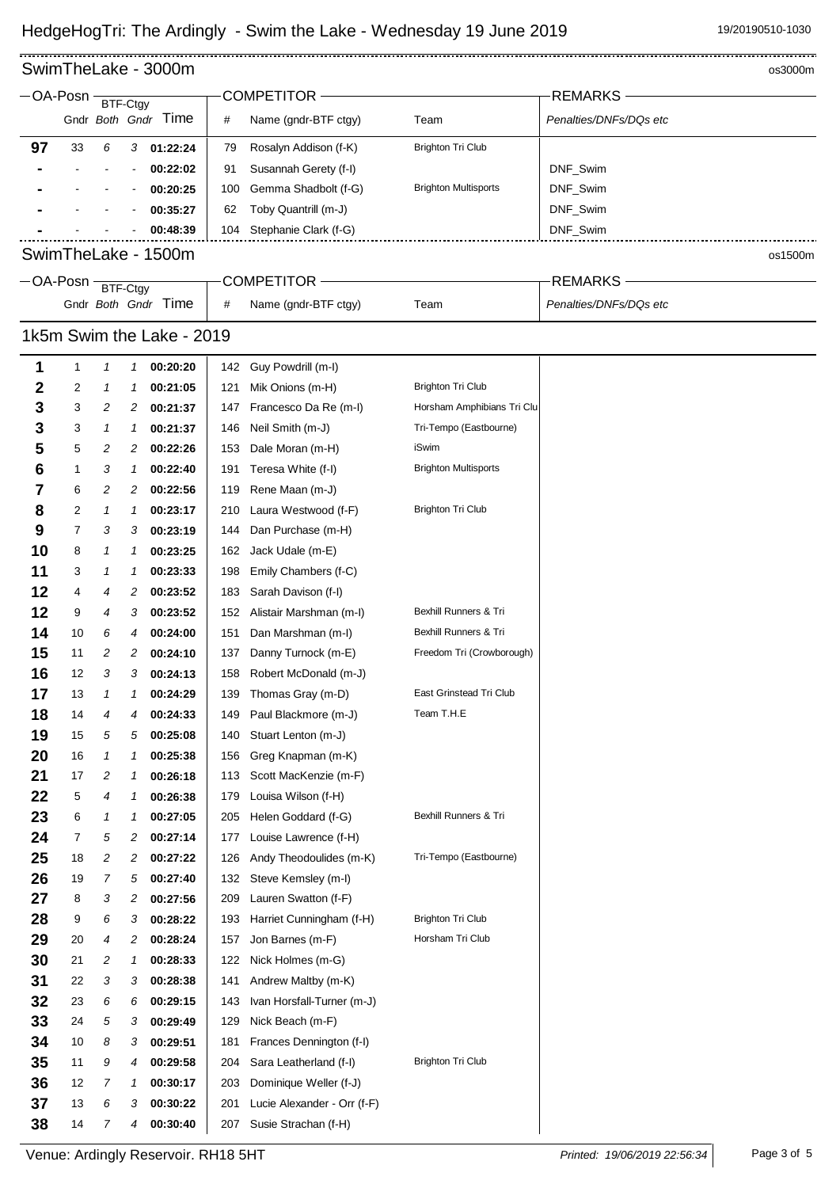# HedgeHogTri: The Ardingly - Swim the Lake - Wednesday 19 June 2019

19/20190510-1030

## SwimTheLake - 3000m

os3000m

| OA-Posn | BTF-Ctgy Gndr | Both | Gndr | Time | # | Name (gndr-BTF ctgy) | Team | Penalties/DNFs/DQs etc |
|---|---|---|---|---|---|---|---|---|
| 97 | 33 | 6 | 3 | 01:22:24 | 79 | Rosalyn Addison (f-K) | Brighton Tri Club | |
| - | - | - | - | 00:22:02 | 91 | Susannah Gerety (f-I) | | DNF_Swim |
| - | - | - | - | 00:20:25 | 100 | Gemma Shadbolt (f-G) | Brighton Multisports | DNF_Swim |
| - | - | - | - | 00:35:27 | 62 | Toby Quantrill (m-J) | | DNF_Swim |
| - | - | - | - | 00:48:39 | 104 | Stephanie Clark (f-G) | | DNF_Swim |

## SwimTheLake - 1500m

os1500m

### 1k5m Swim the Lake - 2019

| OA-Posn | BTF-Ctgy Gndr | Both | Gndr | Time | # | Name (gndr-BTF ctgy) | Team | Penalties/DNFs/DQs etc |
|---|---|---|---|---|---|---|---|---|
| 1 | 1 | 1 | 1 | 00:20:20 | 142 | Guy Powdrill (m-I) | | |
| 2 | 2 | 1 | 1 | 00:21:05 | 121 | Mik Onions (m-H) | Brighton Tri Club | |
| 3 | 3 | 2 | 2 | 00:21:37 | 147 | Francesco Da Re (m-I) | Horsham Amphibians Tri Clu | |
| 3 | 3 | 1 | 1 | 00:21:37 | 146 | Neil Smith (m-J) | Tri-Tempo (Eastbourne) | |
| 5 | 5 | 2 | 2 | 00:22:26 | 153 | Dale Moran (m-H) | iSwim | |
| 6 | 1 | 3 | 1 | 00:22:40 | 191 | Teresa White (f-I) | Brighton Multisports | |
| 7 | 6 | 2 | 2 | 00:22:56 | 119 | Rene Maan (m-J) | | |
| 8 | 2 | 1 | 1 | 00:23:17 | 210 | Laura Westwood (f-F) | Brighton Tri Club | |
| 9 | 7 | 3 | 3 | 00:23:19 | 144 | Dan Purchase (m-H) | | |
| 10 | 8 | 1 | 1 | 00:23:25 | 162 | Jack Udale (m-E) | | |
| 11 | 3 | 1 | 1 | 00:23:33 | 198 | Emily Chambers (f-C) | | |
| 12 | 4 | 4 | 2 | 00:23:52 | 183 | Sarah Davison (f-I) | | |
| 12 | 9 | 4 | 3 | 00:23:52 | 152 | Alistair Marshman (m-I) | Bexhill Runners & Tri | |
| 14 | 10 | 6 | 4 | 00:24:00 | 151 | Dan Marshman (m-I) | Bexhill Runners & Tri | |
| 15 | 11 | 2 | 2 | 00:24:10 | 137 | Danny Turnock (m-E) | Freedom Tri (Crowborough) | |
| 16 | 12 | 3 | 3 | 00:24:13 | 158 | Robert McDonald (m-J) | | |
| 17 | 13 | 1 | 1 | 00:24:29 | 139 | Thomas Gray (m-D) | East Grinstead Tri Club | |
| 18 | 14 | 4 | 4 | 00:24:33 | 149 | Paul Blackmore (m-J) | Team T.H.E | |
| 19 | 15 | 5 | 5 | 00:25:08 | 140 | Stuart Lenton (m-J) | | |
| 20 | 16 | 1 | 1 | 00:25:38 | 156 | Greg Knapman (m-K) | | |
| 21 | 17 | 2 | 1 | 00:26:18 | 113 | Scott MacKenzie (m-F) | | |
| 22 | 5 | 4 | 1 | 00:26:38 | 179 | Louisa Wilson (f-H) | | |
| 23 | 6 | 1 | 1 | 00:27:05 | 205 | Helen Goddard (f-G) | Bexhill Runners & Tri | |
| 24 | 7 | 5 | 2 | 00:27:14 | 177 | Louise Lawrence (f-H) | | |
| 25 | 18 | 2 | 2 | 00:27:22 | 126 | Andy Theodoulides (m-K) | Tri-Tempo (Eastbourne) | |
| 26 | 19 | 7 | 5 | 00:27:40 | 132 | Steve Kemsley (m-I) | | |
| 27 | 8 | 3 | 2 | 00:27:56 | 209 | Lauren Swatton (f-F) | | |
| 28 | 9 | 6 | 3 | 00:28:22 | 193 | Harriet Cunningham (f-H) | Brighton Tri Club | |
| 29 | 20 | 4 | 2 | 00:28:24 | 157 | Jon Barnes (m-F) | Horsham Tri Club | |
| 30 | 21 | 2 | 1 | 00:28:33 | 122 | Nick Holmes (m-G) | | |
| 31 | 22 | 3 | 3 | 00:28:38 | 141 | Andrew Maltby (m-K) | | |
| 32 | 23 | 6 | 6 | 00:29:15 | 143 | Ivan Horsfall-Turner (m-J) | | |
| 33 | 24 | 5 | 3 | 00:29:49 | 129 | Nick Beach (m-F) | | |
| 34 | 10 | 8 | 3 | 00:29:51 | 181 | Frances Dennington (f-I) | | |
| 35 | 11 | 9 | 4 | 00:29:58 | 204 | Sara Leatherland (f-I) | Brighton Tri Club | |
| 36 | 12 | 7 | 1 | 00:30:17 | 203 | Dominique Weller (f-J) | | |
| 37 | 13 | 6 | 3 | 00:30:22 | 201 | Lucie Alexander - Orr (f-F) | | |
| 38 | 14 | 7 | 4 | 00:30:40 | 207 | Susie Strachan (f-H) | | |

Venue: Ardingly Reservoir. RH18 5HT

*Printed: 19/06/2019 22:56:34*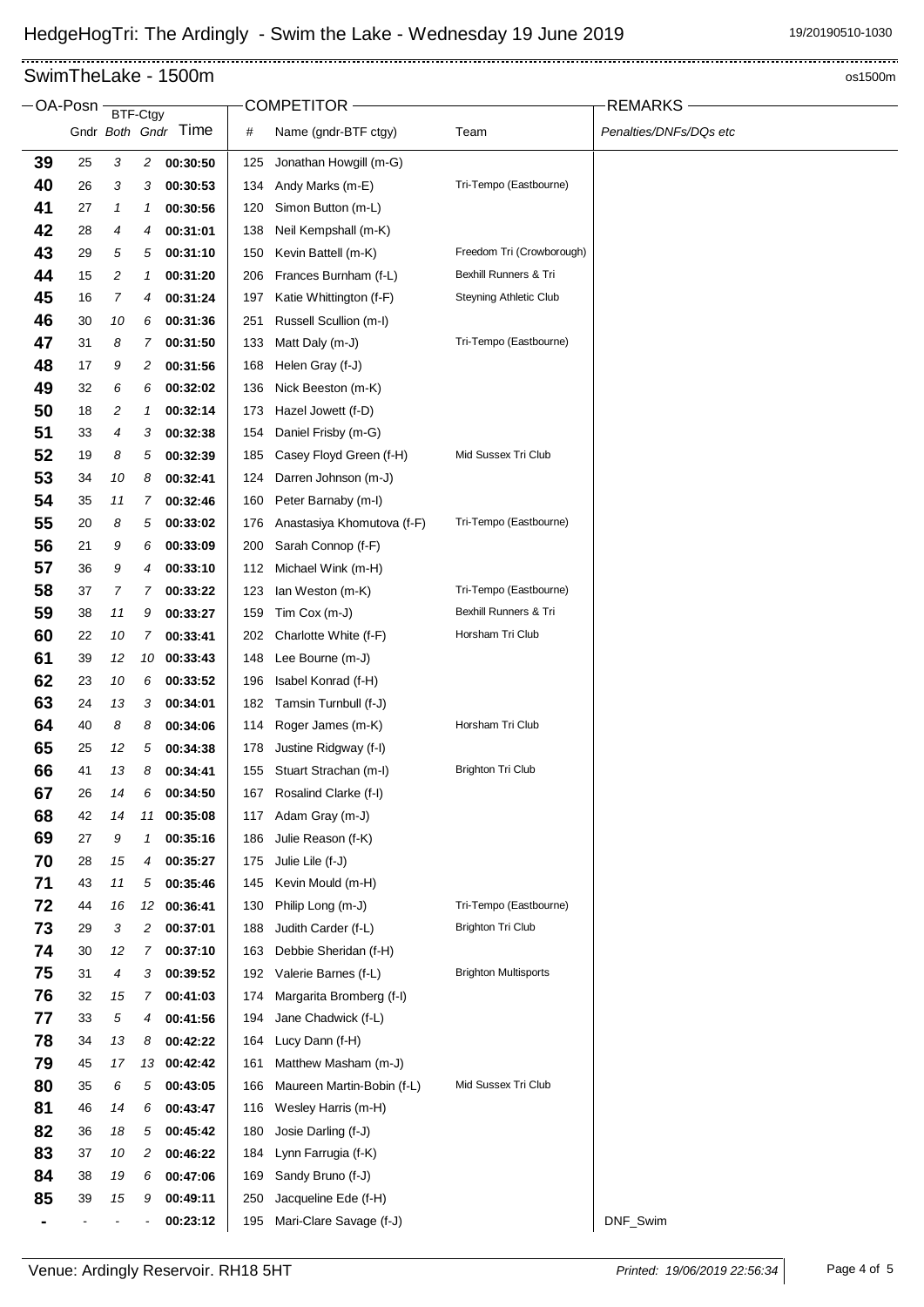# HedgeHogTri: The Ardingly - Swim the Lake - Wednesday 19 June 2019

19/20190510-1030

## SwimTheLake - 1500m

os1500m

| OA-Posn | | BTF-Ctgy | | | COMPETITOR | | | REMARKS |
|---|---|---|---|---|---|---|---|---|
| | Gndr | *Both* | *Gndr* | Time | # | Name (gndr-BTF ctgy) | Team | *Penalties/DNFs/DQs etc* |
| **39** | 25 | *3* | *2* | **00:30:50** | 125 | Jonathan Howgill (m-G) | | |
| **40** | 26 | *3* | *3* | **00:30:53** | 134 | Andy Marks (m-E) | Tri-Tempo (Eastbourne) | |
| **41** | 27 | *1* | *1* | **00:30:56** | 120 | Simon Button (m-L) | | |
| **42** | 28 | *4* | *4* | **00:31:01** | 138 | Neil Kempshall (m-K) | | |
| **43** | 29 | *5* | *5* | **00:31:10** | 150 | Kevin Battell (m-K) | Freedom Tri (Crowborough) | |
| **44** | 15 | *2* | *1* | **00:31:20** | 206 | Frances Burnham (f-L) | Bexhill Runners & Tri | |
| **45** | 16 | *7* | *4* | **00:31:24** | 197 | Katie Whittington (f-F) | Steyning Athletic Club | |
| **46** | 30 | *10* | *6* | **00:31:36** | 251 | Russell Scullion (m-I) | | |
| **47** | 31 | *8* | *7* | **00:31:50** | 133 | Matt Daly (m-J) | Tri-Tempo (Eastbourne) | |
| **48** | 17 | *9* | *2* | **00:31:56** | 168 | Helen Gray (f-J) | | |
| **49** | 32 | *6* | *6* | **00:32:02** | 136 | Nick Beeston (m-K) | | |
| **50** | 18 | *2* | *1* | **00:32:14** | 173 | Hazel Jowett (f-D) | | |
| **51** | 33 | *4* | *3* | **00:32:38** | 154 | Daniel Frisby (m-G) | | |
| **52** | 19 | *8* | *5* | **00:32:39** | 185 | Casey Floyd Green (f-H) | Mid Sussex Tri Club | |
| **53** | 34 | *10* | *8* | **00:32:41** | 124 | Darren Johnson (m-J) | | |
| **54** | 35 | *11* | *7* | **00:32:46** | 160 | Peter Barnaby (m-I) | | |
| **55** | 20 | *8* | *5* | **00:33:02** | 176 | Anastasiya Khomutova (f-F) | Tri-Tempo (Eastbourne) | |
| **56** | 21 | *9* | *6* | **00:33:09** | 200 | Sarah Connop (f-F) | | |
| **57** | 36 | *9* | *4* | **00:33:10** | 112 | Michael Wink (m-H) | | |
| **58** | 37 | *7* | *7* | **00:33:22** | 123 | Ian Weston (m-K) | Tri-Tempo (Eastbourne) | |
| **59** | 38 | *11* | *9* | **00:33:27** | 159 | Tim Cox (m-J) | Bexhill Runners & Tri | |
| **60** | 22 | *10* | *7* | **00:33:41** | 202 | Charlotte White (f-F) | Horsham Tri Club | |
| **61** | 39 | *12* | *10* | **00:33:43** | 148 | Lee Bourne (m-J) | | |
| **62** | 23 | *10* | *6* | **00:33:52** | 196 | Isabel Konrad (f-H) | | |
| **63** | 24 | *13* | *3* | **00:34:01** | 182 | Tamsin Turnbull (f-J) | | |
| **64** | 40 | *8* | *8* | **00:34:06** | 114 | Roger James (m-K) | Horsham Tri Club | |
| **65** | 25 | *12* | *5* | **00:34:38** | 178 | Justine Ridgway (f-I) | | |
| **66** | 41 | *13* | *8* | **00:34:41** | 155 | Stuart Strachan (m-I) | Brighton Tri Club | |
| **67** | 26 | *14* | *6* | **00:34:50** | 167 | Rosalind Clarke (f-I) | | |
| **68** | 42 | *14* | *11* | **00:35:08** | 117 | Adam Gray (m-J) | | |
| **69** | 27 | *9* | *1* | **00:35:16** | 186 | Julie Reason (f-K) | | |
| **70** | 28 | *15* | *4* | **00:35:27** | 175 | Julie Lile (f-J) | | |
| **71** | 43 | *11* | *5* | **00:35:46** | 145 | Kevin Mould (m-H) | | |
| **72** | 44 | *16* | *12* | **00:36:41** | 130 | Philip Long (m-J) | Tri-Tempo (Eastbourne) | |
| **73** | 29 | *3* | *2* | **00:37:01** | 188 | Judith Carder (f-L) | Brighton Tri Club | |
| **74** | 30 | *12* | *7* | **00:37:10** | 163 | Debbie Sheridan (f-H) | | |
| **75** | 31 | *4* | *3* | **00:39:52** | 192 | Valerie Barnes (f-L) | Brighton Multisports | |
| **76** | 32 | *15* | *7* | **00:41:03** | 174 | Margarita Bromberg (f-I) | | |
| **77** | 33 | *5* | *4* | **00:41:56** | 194 | Jane Chadwick (f-L) | | |
| **78** | 34 | *13* | *8* | **00:42:22** | 164 | Lucy Dann (f-H) | | |
| **79** | 45 | *17* | *13* | **00:42:42** | 161 | Matthew Masham (m-J) | | |
| **80** | 35 | *6* | *5* | **00:43:05** | 166 | Maureen Martin-Bobin (f-L) | Mid Sussex Tri Club | |
| **81** | 46 | *14* | *6* | **00:43:47** | 116 | Wesley Harris (m-H) | | |
| **82** | 36 | *18* | *5* | **00:45:42** | 180 | Josie Darling (f-J) | | |
| **83** | 37 | *10* | *2* | **00:46:22** | 184 | Lynn Farrugia (f-K) | | |
| **84** | 38 | *19* | *6* | **00:47:06** | 169 | Sandy Bruno (f-J) | | |
| **85** | 39 | *15* | *9* | **00:49:11** | 250 | Jacqueline Ede (f-H) | | |
| **-** | - | - | - | **00:23:12** | 195 | Mari-Clare Savage (f-J) | | DNF_Swim |

Venue: Ardingly Reservoir. RH18 5HT

*Printed: 19/06/2019 22:56:34*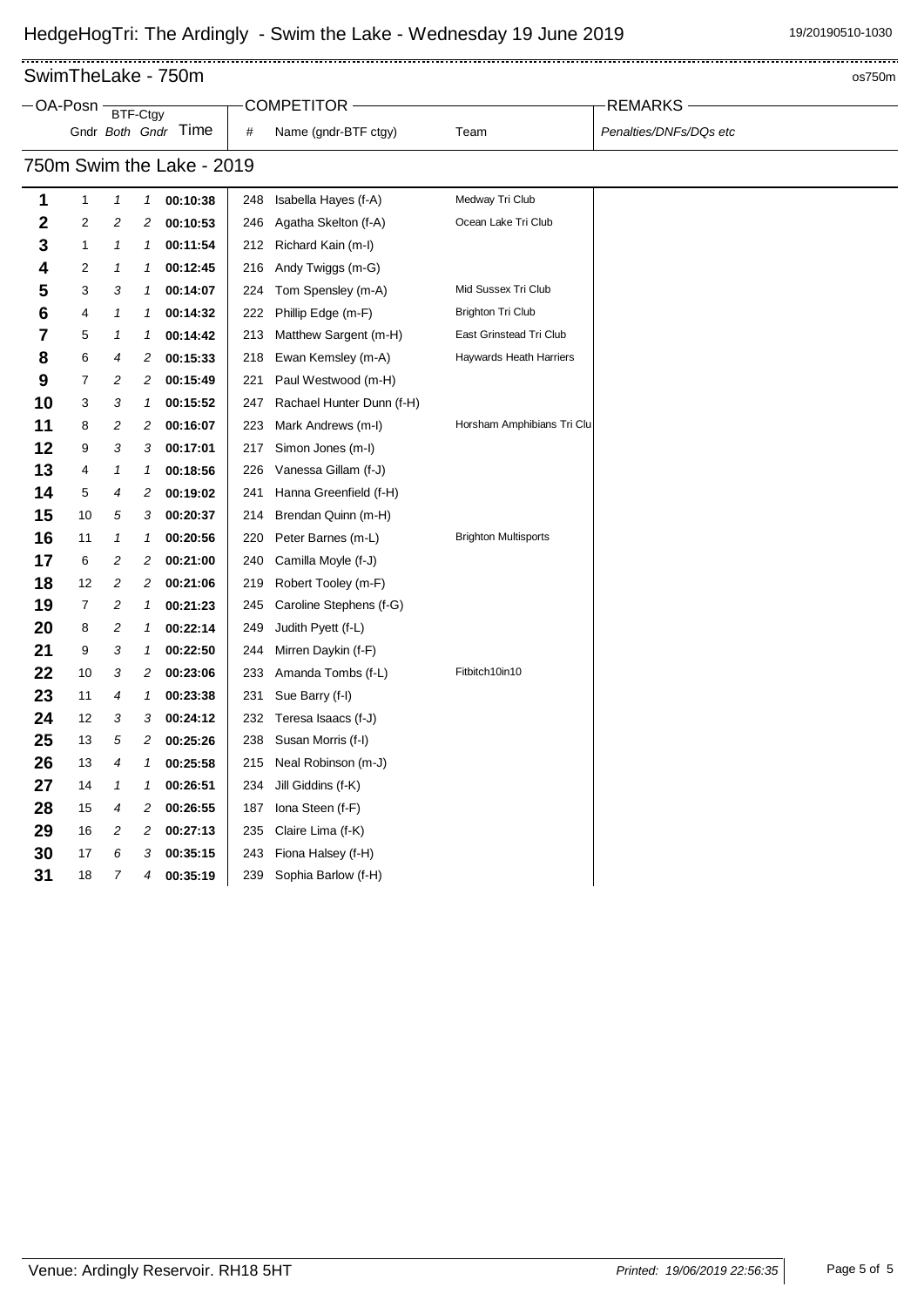# HedgeHogTri: The Ardingly - Swim the Lake - Wednesday 19 June 2019

19/20190510-1030

## SwimTheLake - 750m

os750m

### 750m Swim the Lake - 2019

| OA-Posn | BTF-Ctgy Gndr | BTF-Ctgy Both | BTF-Ctgy Gndr | Time | # | Name (gndr-BTF ctgy) | Team | Penalties/DNFs/DQs etc |
|---|---|---|---|---|---|---|---|---|
| **1** | 1 | *1* | *1* | **00:10:38** | 248 | Isabella Hayes (f-A) | Medway Tri Club | |
| **2** | 2 | *2* | *2* | **00:10:53** | 246 | Agatha Skelton (f-A) | Ocean Lake Tri Club | |
| **3** | 1 | *1* | *1* | **00:11:54** | 212 | Richard Kain (m-I) | | |
| **4** | 2 | *1* | *1* | **00:12:45** | 216 | Andy Twiggs (m-G) | | |
| **5** | 3 | *3* | *1* | **00:14:07** | 224 | Tom Spensley (m-A) | Mid Sussex Tri Club | |
| **6** | 4 | *1* | *1* | **00:14:32** | 222 | Phillip Edge (m-F) | Brighton Tri Club | |
| **7** | 5 | *1* | *1* | **00:14:42** | 213 | Matthew Sargent (m-H) | East Grinstead Tri Club | |
| **8** | 6 | *4* | *2* | **00:15:33** | 218 | Ewan Kemsley (m-A) | Haywards Heath Harriers | |
| **9** | 7 | *2* | *2* | **00:15:49** | 221 | Paul Westwood (m-H) | | |
| **10** | 3 | *3* | *1* | **00:15:52** | 247 | Rachael Hunter Dunn (f-H) | | |
| **11** | 8 | *2* | *2* | **00:16:07** | 223 | Mark Andrews (m-I) | Horsham Amphibians Tri Clu | |
| **12** | 9 | *3* | *3* | **00:17:01** | 217 | Simon Jones (m-I) | | |
| **13** | 4 | *1* | *1* | **00:18:56** | 226 | Vanessa Gillam (f-J) | | |
| **14** | 5 | *4* | *2* | **00:19:02** | 241 | Hanna Greenfield (f-H) | | |
| **15** | 10 | *5* | *3* | **00:20:37** | 214 | Brendan Quinn (m-H) | | |
| **16** | 11 | *1* | *1* | **00:20:56** | 220 | Peter Barnes (m-L) | Brighton Multisports | |
| **17** | 6 | *2* | *2* | **00:21:00** | 240 | Camilla Moyle (f-J) | | |
| **18** | 12 | *2* | *2* | **00:21:06** | 219 | Robert Tooley (m-F) | | |
| **19** | 7 | *2* | *1* | **00:21:23** | 245 | Caroline Stephens (f-G) | | |
| **20** | 8 | *2* | *1* | **00:22:14** | 249 | Judith Pyett (f-L) | | |
| **21** | 9 | *3* | *1* | **00:22:50** | 244 | Mirren Daykin (f-F) | | |
| **22** | 10 | *3* | *2* | **00:23:06** | 233 | Amanda Tombs (f-L) | Fitbitch10in10 | |
| **23** | 11 | *4* | *1* | **00:23:38** | 231 | Sue Barry (f-I) | | |
| **24** | 12 | *3* | *3* | **00:24:12** | 232 | Teresa Isaacs (f-J) | | |
| **25** | 13 | *5* | *2* | **00:25:26** | 238 | Susan Morris (f-I) | | |
| **26** | 13 | *4* | *1* | **00:25:58** | 215 | Neal Robinson (m-J) | | |
| **27** | 14 | *1* | *1* | **00:26:51** | 234 | Jill Giddins (f-K) | | |
| **28** | 15 | *4* | *2* | **00:26:55** | 187 | Iona Steen (f-F) | | |
| **29** | 16 | *2* | *2* | **00:27:13** | 235 | Claire Lima (f-K) | | |
| **30** | 17 | *6* | *3* | **00:35:15** | 243 | Fiona Halsey (f-H) | | |
| **31** | 18 | *7* | *4* | **00:35:19** | 239 | Sophia Barlow (f-H) | | |

Venue: Ardingly Reservoir. RH18 5HT

*Printed: 19/06/2019 22:56:35*